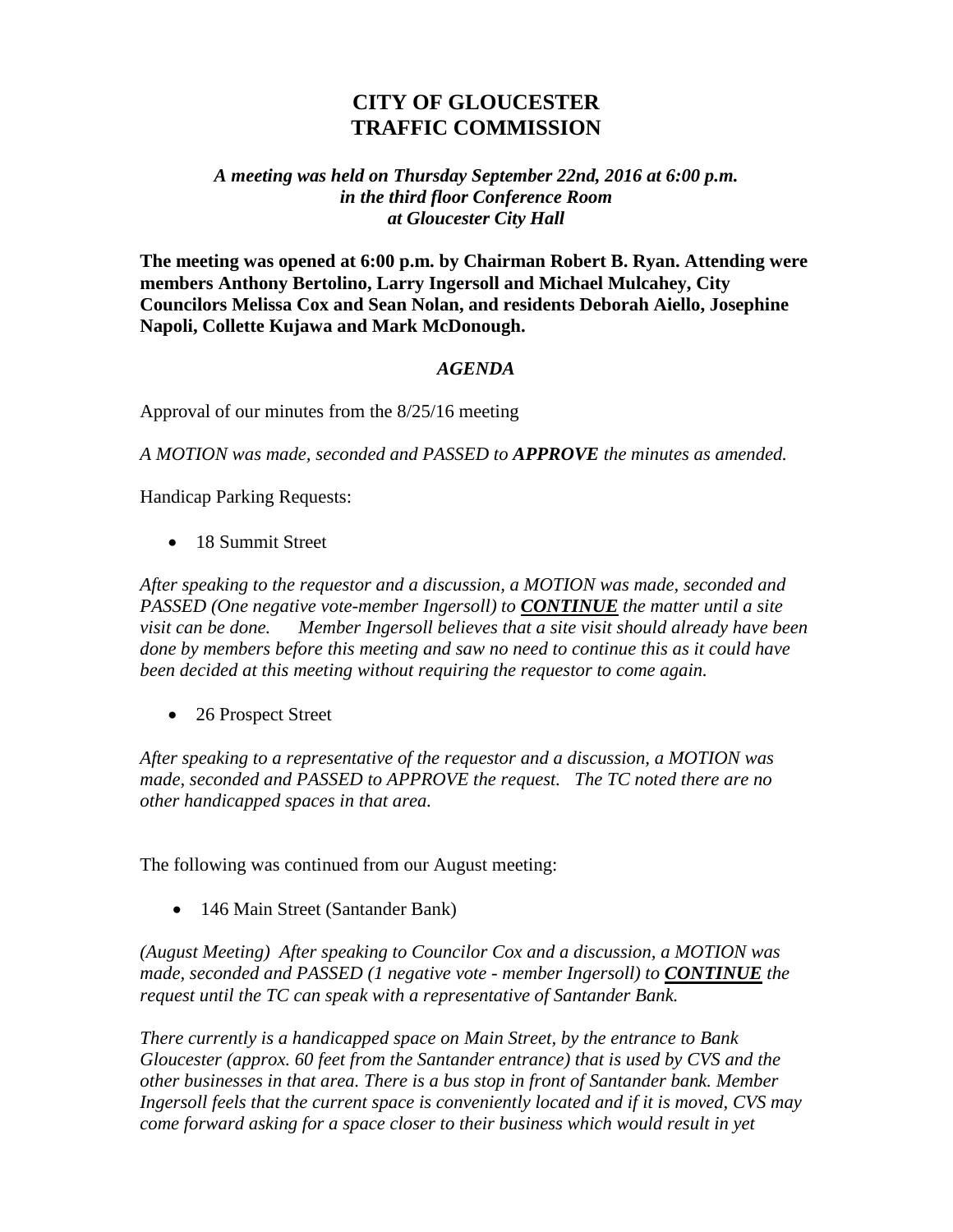# CITY OF GLOUCESTER
# TRAFFIC COMMISSION

***A meeting was held on Thursday September 22nd, 2016 at 6:00 p.m. in the third floor Conference Room at Gloucester City Hall***

**The meeting was opened at 6:00 p.m. by Chairman Robert B. Ryan. Attending were members Anthony Bertolino, Larry Ingersoll and Michael Mulcahey, City Councilors Melissa Cox and Sean Nolan, and residents Deborah Aiello, Josephine Napoli, Collette Kujawa and Mark McDonough.**

***AGENDA***

Approval of our minutes from the 8/25/16 meeting

*A MOTION was made, seconded and PASSED to **APPROVE** the minutes as amended.*

Handicap Parking Requests:

- 18 Summit Street

*After speaking to the requestor and a discussion, a MOTION was made, seconded and PASSED (One negative vote-member Ingersoll) to **CONTINUE** the matter until a site visit can be done. Member Ingersoll believes that a site visit should already have been done by members before this meeting and saw no need to continue this as it could have been decided at this meeting without requiring the requestor to come again.*

- 26 Prospect Street

*After speaking to a representative of the requestor and a discussion, a MOTION was made, seconded and PASSED to APPROVE the request. The TC noted there are no other handicapped spaces in that area.*

The following was continued from our August meeting:

- 146 Main Street (Santander Bank)

*(August Meeting) After speaking to Councilor Cox and a discussion, a MOTION was made, seconded and PASSED (1 negative vote - member Ingersoll) to **CONTINUE** the request until the TC can speak with a representative of Santander Bank.*

*There currently is a handicapped space on Main Street, by the entrance to Bank Gloucester (approx. 60 feet from the Santander entrance) that is used by CVS and the other businesses in that area. There is a bus stop in front of Santander bank. Member Ingersoll feels that the current space is conveniently located and if it is moved, CVS may come forward asking for a space closer to their business which would result in yet*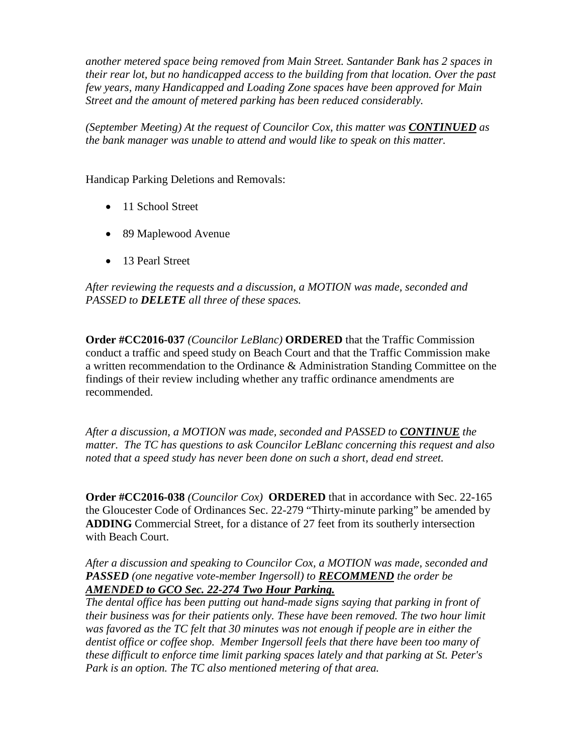*another metered space being removed from Main Street. Santander Bank has 2 spaces in their rear lot, but no handicapped access to the building from that location. Over the past few years, many Handicapped and Loading Zone spaces have been approved for Main Street and the amount of metered parking has been reduced considerably.*

*(September Meeting) At the request of Councilor Cox, this matter was **CONTINUED** as the bank manager was unable to attend and would like to speak on this matter.*

Handicap Parking Deletions and Removals:

- 11 School Street
- 89 Maplewood Avenue
- 13 Pearl Street

*After reviewing the requests and a discussion, a MOTION was made, seconded and PASSED to **DELETE** all three of these spaces.*

**Order #CC2016-037** *(Councilor LeBlanc)* **ORDERED** that the Traffic Commission conduct a traffic and speed study on Beach Court and that the Traffic Commission make a written recommendation to the Ordinance & Administration Standing Committee on the findings of their review including whether any traffic ordinance amendments are recommended.

*After a discussion, a MOTION was made, seconded and PASSED to **CONTINUE** the matter. The TC has questions to ask Councilor LeBlanc concerning this request and also noted that a speed study has never been done on such a short, dead end street.*

**Order #CC2016-038** *(Councilor Cox)* **ORDERED** that in accordance with Sec. 22-165 the Gloucester Code of Ordinances Sec. 22-279 "Thirty-minute parking" be amended by **ADDING** Commercial Street, for a distance of 27 feet from its southerly intersection with Beach Court.

*After a discussion and speaking to Councilor Cox, a MOTION was made, seconded and **PASSED** (one negative vote-member Ingersoll) to **RECOMMEND** the order be **AMENDED to GCO Sec. 22-274 Two Hour Parking.***
*The dental office has been putting out hand-made signs saying that parking in front of their business was for their patients only. These have been removed. The two hour limit was favored as the TC felt that 30 minutes was not enough if people are in either the dentist office or coffee shop. Member Ingersoll feels that there have been too many of these difficult to enforce time limit parking spaces lately and that parking at St. Peter's Park is an option. The TC also mentioned metering of that area.*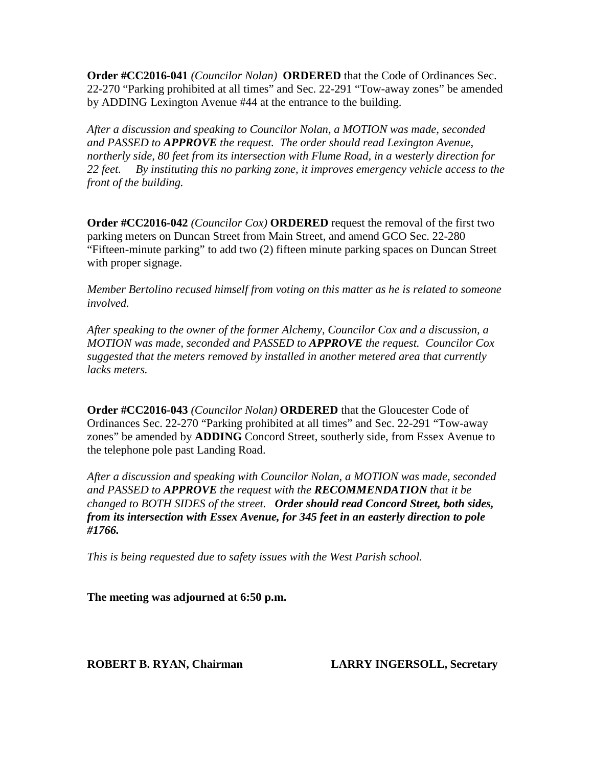**Order #CC2016-041** *(Councilor Nolan)* **ORDERED** that the Code of Ordinances Sec. 22-270 "Parking prohibited at all times" and Sec. 22-291 "Tow-away zones" be amended by ADDING Lexington Avenue #44 at the entrance to the building.

*After a discussion and speaking to Councilor Nolan, a MOTION was made, seconded and PASSED to* ***APPROVE*** *the request. The order should read Lexington Avenue, northerly side, 80 feet from its intersection with Flume Road, in a westerly direction for 22 feet. By instituting this no parking zone, it improves emergency vehicle access to the front of the building.*

**Order #CC2016-042** *(Councilor Cox)* **ORDERED** request the removal of the first two parking meters on Duncan Street from Main Street, and amend GCO Sec. 22-280 "Fifteen-minute parking" to add two (2) fifteen minute parking spaces on Duncan Street with proper signage.

*Member Bertolino recused himself from voting on this matter as he is related to someone involved.*

*After speaking to the owner of the former Alchemy, Councilor Cox and a discussion, a MOTION was made, seconded and PASSED to* ***APPROVE*** *the request. Councilor Cox suggested that the meters removed by installed in another metered area that currently lacks meters.*

**Order #CC2016-043** *(Councilor Nolan)* **ORDERED** that the Gloucester Code of Ordinances Sec. 22-270 "Parking prohibited at all times" and Sec. 22-291 "Tow-away zones" be amended by **ADDING** Concord Street, southerly side, from Essex Avenue to the telephone pole past Landing Road.

*After a discussion and speaking with Councilor Nolan, a MOTION was made, seconded and PASSED to* ***APPROVE*** *the request with the* ***RECOMMENDATION*** *that it be changed to BOTH SIDES of the street.* ***Order should read Concord Street, both sides, from its intersection with Essex Avenue, for 345 feet in an easterly direction to pole #1766.***

*This is being requested due to safety issues with the West Parish school.*

**The meeting was adjourned at 6:50 p.m.**

**ROBERT B. RYAN, Chairman** **LARRY INGERSOLL, Secretary**